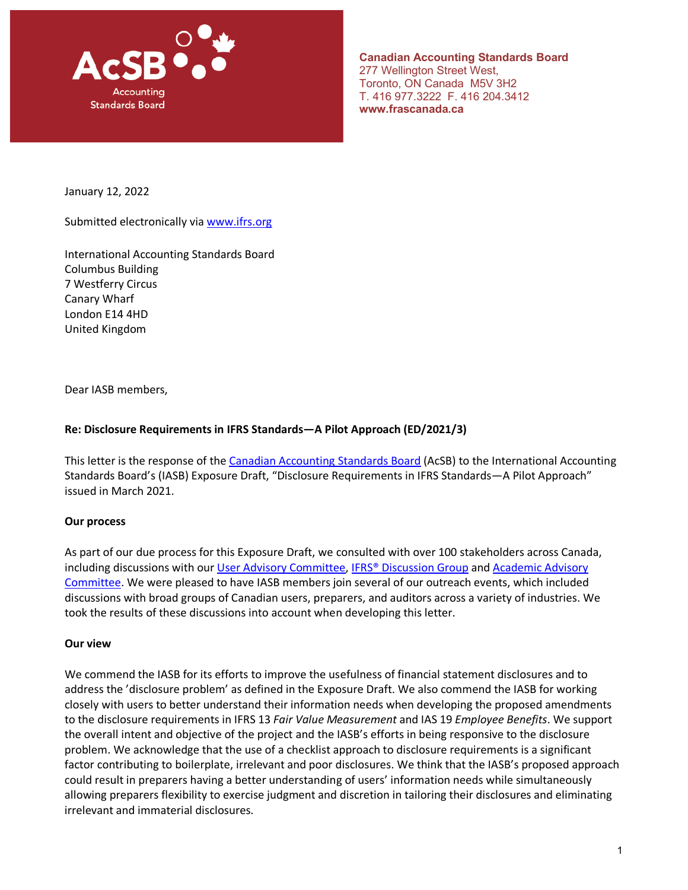AcSB Accounting Standards Board

**Canadian Accounting Standards Board**
277 Wellington Street West,
Toronto, ON Canada M5V 3H2
T. 416 977.3222 F. 416 204.3412
**www.frascanada.ca**

January 12, 2022

Submitted electronically via www.ifrs.org

International Accounting Standards Board
Columbus Building
7 Westferry Circus
Canary Wharf
London E14 4HD
United Kingdom

Dear IASB members,

**Re: Disclosure Requirements in IFRS Standards—A Pilot Approach (ED/2021/3)**

This letter is the response of the Canadian Accounting Standards Board (AcSB) to the International Accounting Standards Board's (IASB) Exposure Draft, "Disclosure Requirements in IFRS Standards—A Pilot Approach" issued in March 2021.

**Our process**

As part of our due process for this Exposure Draft, we consulted with over 100 stakeholders across Canada, including discussions with our User Advisory Committee, IFRS® Discussion Group and Academic Advisory Committee. We were pleased to have IASB members join several of our outreach events, which included discussions with broad groups of Canadian users, preparers, and auditors across a variety of industries. We took the results of these discussions into account when developing this letter.

**Our view**

We commend the IASB for its efforts to improve the usefulness of financial statement disclosures and to address the 'disclosure problem' as defined in the Exposure Draft. We also commend the IASB for working closely with users to better understand their information needs when developing the proposed amendments to the disclosure requirements in IFRS 13 *Fair Value Measurement* and IAS 19 *Employee Benefits*. We support the overall intent and objective of the project and the IASB's efforts in being responsive to the disclosure problem. We acknowledge that the use of a checklist approach to disclosure requirements is a significant factor contributing to boilerplate, irrelevant and poor disclosures. We think that the IASB's proposed approach could result in preparers having a better understanding of users' information needs while simultaneously allowing preparers flexibility to exercise judgment and discretion in tailoring their disclosures and eliminating irrelevant and immaterial disclosures.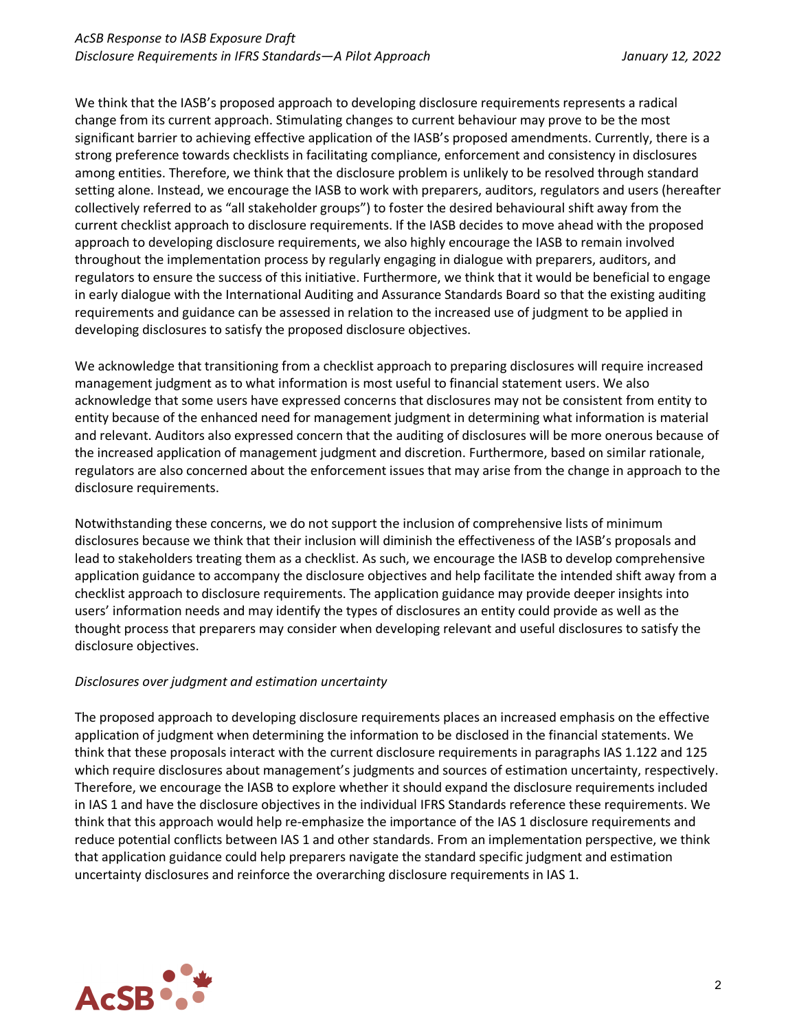We think that the IASB's proposed approach to developing disclosure requirements represents a radical change from its current approach. Stimulating changes to current behaviour may prove to be the most significant barrier to achieving effective application of the IASB's proposed amendments. Currently, there is a strong preference towards checklists in facilitating compliance, enforcement and consistency in disclosures among entities. Therefore, we think that the disclosure problem is unlikely to be resolved through standard setting alone. Instead, we encourage the IASB to work with preparers, auditors, regulators and users (hereafter collectively referred to as "all stakeholder groups") to foster the desired behavioural shift away from the current checklist approach to disclosure requirements. If the IASB decides to move ahead with the proposed approach to developing disclosure requirements, we also highly encourage the IASB to remain involved throughout the implementation process by regularly engaging in dialogue with preparers, auditors, and regulators to ensure the success of this initiative. Furthermore, we think that it would be beneficial to engage in early dialogue with the International Auditing and Assurance Standards Board so that the existing auditing requirements and guidance can be assessed in relation to the increased use of judgment to be applied in developing disclosures to satisfy the proposed disclosure objectives.

We acknowledge that transitioning from a checklist approach to preparing disclosures will require increased management judgment as to what information is most useful to financial statement users. We also acknowledge that some users have expressed concerns that disclosures may not be consistent from entity to entity because of the enhanced need for management judgment in determining what information is material and relevant. Auditors also expressed concern that the auditing of disclosures will be more onerous because of the increased application of management judgment and discretion. Furthermore, based on similar rationale, regulators are also concerned about the enforcement issues that may arise from the change in approach to the disclosure requirements.

Notwithstanding these concerns, we do not support the inclusion of comprehensive lists of minimum disclosures because we think that their inclusion will diminish the effectiveness of the IASB's proposals and lead to stakeholders treating them as a checklist. As such, we encourage the IASB to develop comprehensive application guidance to accompany the disclosure objectives and help facilitate the intended shift away from a checklist approach to disclosure requirements. The application guidance may provide deeper insights into users' information needs and may identify the types of disclosures an entity could provide as well as the thought process that preparers may consider when developing relevant and useful disclosures to satisfy the disclosure objectives.

*Disclosures over judgment and estimation uncertainty*

The proposed approach to developing disclosure requirements places an increased emphasis on the effective application of judgment when determining the information to be disclosed in the financial statements. We think that these proposals interact with the current disclosure requirements in paragraphs IAS 1.122 and 125 which require disclosures about management's judgments and sources of estimation uncertainty, respectively. Therefore, we encourage the IASB to explore whether it should expand the disclosure requirements included in IAS 1 and have the disclosure objectives in the individual IFRS Standards reference these requirements. We think that this approach would help re-emphasize the importance of the IAS 1 disclosure requirements and reduce potential conflicts between IAS 1 and other standards. From an implementation perspective, we think that application guidance could help preparers navigate the standard specific judgment and estimation uncertainty disclosures and reinforce the overarching disclosure requirements in IAS 1.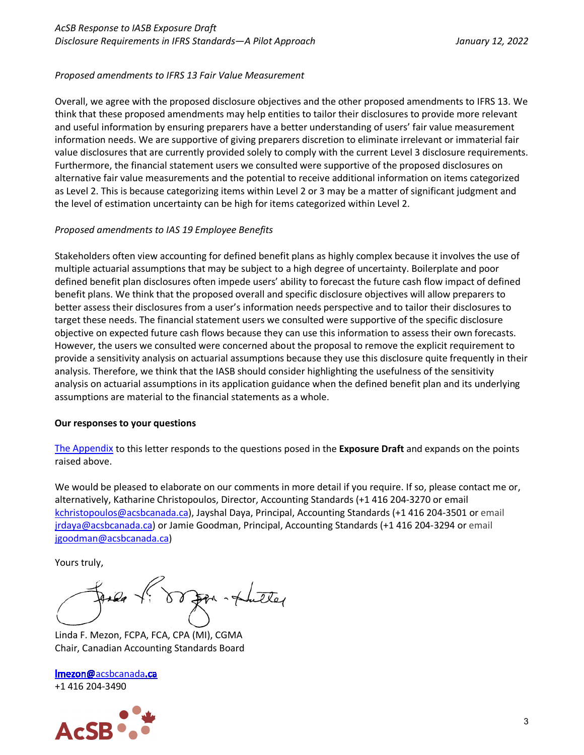*Proposed amendments to IFRS 13 Fair Value Measurement*

Overall, we agree with the proposed disclosure objectives and the other proposed amendments to IFRS 13. We think that these proposed amendments may help entities to tailor their disclosures to provide more relevant and useful information by ensuring preparers have a better understanding of users' fair value measurement information needs. We are supportive of giving preparers discretion to eliminate irrelevant or immaterial fair value disclosures that are currently provided solely to comply with the current Level 3 disclosure requirements. Furthermore, the financial statement users we consulted were supportive of the proposed disclosures on alternative fair value measurements and the potential to receive additional information on items categorized as Level 2. This is because categorizing items within Level 2 or 3 may be a matter of significant judgment and the level of estimation uncertainty can be high for items categorized within Level 2.

*Proposed amendments to IAS 19 Employee Benefits*

Stakeholders often view accounting for defined benefit plans as highly complex because it involves the use of multiple actuarial assumptions that may be subject to a high degree of uncertainty. Boilerplate and poor defined benefit plan disclosures often impede users' ability to forecast the future cash flow impact of defined benefit plans. We think that the proposed overall and specific disclosure objectives will allow preparers to better assess their disclosures from a user's information needs perspective and to tailor their disclosures to target these needs. The financial statement users we consulted were supportive of the specific disclosure objective on expected future cash flows because they can use this information to assess their own forecasts. However, the users we consulted were concerned about the proposal to remove the explicit requirement to provide a sensitivity analysis on actuarial assumptions because they use this disclosure quite frequently in their analysis. Therefore, we think that the IASB should consider highlighting the usefulness of the sensitivity analysis on actuarial assumptions in its application guidance when the defined benefit plan and its underlying assumptions are material to the financial statements as a whole.

**Our responses to your questions**

The Appendix to this letter responds to the questions posed in the **Exposure Draft** and expands on the points raised above.

We would be pleased to elaborate on our comments in more detail if you require. If so, please contact me or, alternatively, Katharine Christopoulos, Director, Accounting Standards (+1 416 204-3270 or email kchristopoulos@acsbcanada.ca), Jayshal Daya, Principal, Accounting Standards (+1 416 204-3501 or email jrdaya@acsbcanada.ca) or Jamie Goodman, Principal, Accounting Standards (+1 416 204-3294 or email jgoodman@acsbcanada.ca)

Yours truly,

Linda F. Mezon, FCPA, FCA, CPA (MI), CGMA
Chair, Canadian Accounting Standards Board

lmezon@acsbcanada.ca
+1 416 204-3490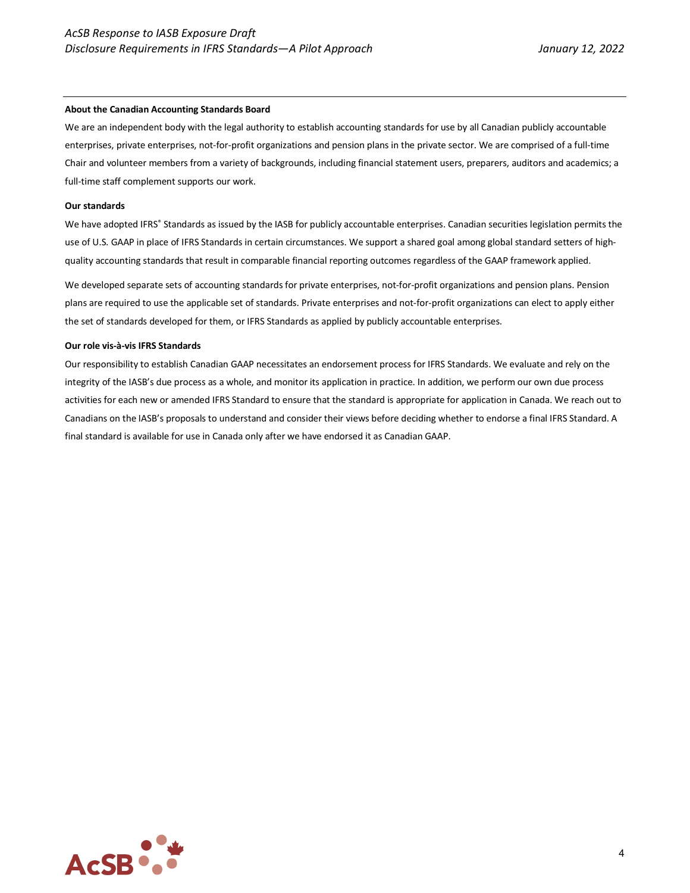**About the Canadian Accounting Standards Board**

We are an independent body with the legal authority to establish accounting standards for use by all Canadian publicly accountable enterprises, private enterprises, not-for-profit organizations and pension plans in the private sector. We are comprised of a full-time Chair and volunteer members from a variety of backgrounds, including financial statement users, preparers, auditors and academics; a full-time staff complement supports our work.

**Our standards**

We have adopted IFRS® Standards as issued by the IASB for publicly accountable enterprises. Canadian securities legislation permits the use of U.S. GAAP in place of IFRS Standards in certain circumstances. We support a shared goal among global standard setters of high-quality accounting standards that result in comparable financial reporting outcomes regardless of the GAAP framework applied.

We developed separate sets of accounting standards for private enterprises, not-for-profit organizations and pension plans. Pension plans are required to use the applicable set of standards. Private enterprises and not-for-profit organizations can elect to apply either the set of standards developed for them, or IFRS Standards as applied by publicly accountable enterprises.

**Our role vis-à-vis IFRS Standards**

Our responsibility to establish Canadian GAAP necessitates an endorsement process for IFRS Standards. We evaluate and rely on the integrity of the IASB's due process as a whole, and monitor its application in practice. In addition, we perform our own due process activities for each new or amended IFRS Standard to ensure that the standard is appropriate for application in Canada. We reach out to Canadians on the IASB's proposals to understand and consider their views before deciding whether to endorse a final IFRS Standard. A final standard is available for use in Canada only after we have endorsed it as Canadian GAAP.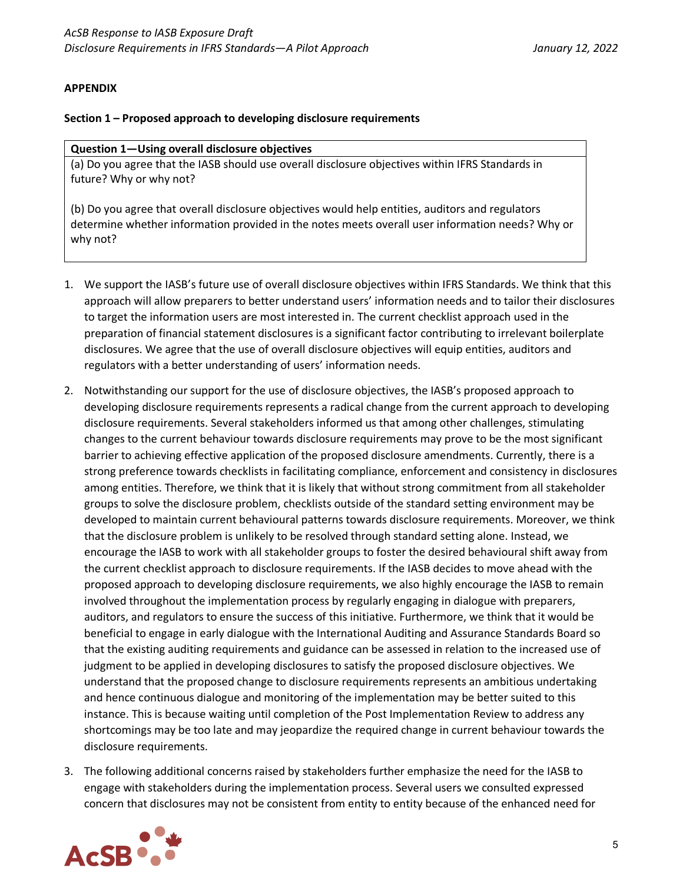**APPENDIX**

**Section 1 – Proposed approach to developing disclosure requirements**

| **Question 1—Using overall disclosure objectives** |
| --- |
| (a) Do you agree that the IASB should use overall disclosure objectives within IFRS Standards in future? Why or why not?<br><br>(b) Do you agree that overall disclosure objectives would help entities, auditors and regulators determine whether information provided in the notes meets overall user information needs? Why or why not? |

1. We support the IASB's future use of overall disclosure objectives within IFRS Standards. We think that this approach will allow preparers to better understand users' information needs and to tailor their disclosures to target the information users are most interested in. The current checklist approach used in the preparation of financial statement disclosures is a significant factor contributing to irrelevant boilerplate disclosures. We agree that the use of overall disclosure objectives will equip entities, auditors and regulators with a better understanding of users' information needs.

2. Notwithstanding our support for the use of disclosure objectives, the IASB's proposed approach to developing disclosure requirements represents a radical change from the current approach to developing disclosure requirements. Several stakeholders informed us that among other challenges, stimulating changes to the current behaviour towards disclosure requirements may prove to be the most significant barrier to achieving effective application of the proposed disclosure amendments. Currently, there is a strong preference towards checklists in facilitating compliance, enforcement and consistency in disclosures among entities. Therefore, we think that it is likely that without strong commitment from all stakeholder groups to solve the disclosure problem, checklists outside of the standard setting environment may be developed to maintain current behavioural patterns towards disclosure requirements. Moreover, we think that the disclosure problem is unlikely to be resolved through standard setting alone. Instead, we encourage the IASB to work with all stakeholder groups to foster the desired behavioural shift away from the current checklist approach to disclosure requirements. If the IASB decides to move ahead with the proposed approach to developing disclosure requirements, we also highly encourage the IASB to remain involved throughout the implementation process by regularly engaging in dialogue with preparers, auditors, and regulators to ensure the success of this initiative. Furthermore, we think that it would be beneficial to engage in early dialogue with the International Auditing and Assurance Standards Board so that the existing auditing requirements and guidance can be assessed in relation to the increased use of judgment to be applied in developing disclosures to satisfy the proposed disclosure objectives. We understand that the proposed change to disclosure requirements represents an ambitious undertaking and hence continuous dialogue and monitoring of the implementation may be better suited to this instance. This is because waiting until completion of the Post Implementation Review to address any shortcomings may be too late and may jeopardize the required change in current behaviour towards the disclosure requirements.

3. The following additional concerns raised by stakeholders further emphasize the need for the IASB to engage with stakeholders during the implementation process. Several users we consulted expressed concern that disclosures may not be consistent from entity to entity because of the enhanced need for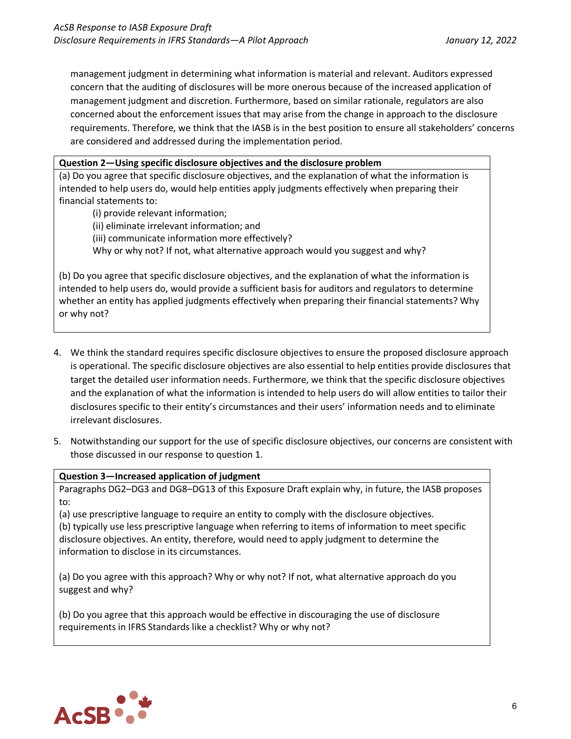management judgment in determining what information is material and relevant. Auditors expressed concern that the auditing of disclosures will be more onerous because of the increased application of management judgment and discretion. Furthermore, based on similar rationale, regulators are also concerned about the enforcement issues that may arise from the change in approach to the disclosure requirements. Therefore, we think that the IASB is in the best position to ensure all stakeholders' concerns are considered and addressed during the implementation period.

| **Question 2—Using specific disclosure objectives and the disclosure problem** |
| --- |
| (a) Do you agree that specific disclosure objectives, and the explanation of what the information is intended to help users do, would help entities apply judgments effectively when preparing their financial statements to:<br>(i) provide relevant information;<br>(ii) eliminate irrelevant information; and<br>(iii) communicate information more effectively?<br>Why or why not? If not, what alternative approach would you suggest and why?<br><br>(b) Do you agree that specific disclosure objectives, and the explanation of what the information is intended to help users do, would provide a sufficient basis for auditors and regulators to determine whether an entity has applied judgments effectively when preparing their financial statements? Why or why not? |

4. We think the standard requires specific disclosure objectives to ensure the proposed disclosure approach is operational. The specific disclosure objectives are also essential to help entities provide disclosures that target the detailed user information needs. Furthermore, we think that the specific disclosure objectives and the explanation of what the information is intended to help users do will allow entities to tailor their disclosures specific to their entity's circumstances and their users' information needs and to eliminate irrelevant disclosures.

5. Notwithstanding our support for the use of specific disclosure objectives, our concerns are consistent with those discussed in our response to question 1.

| **Question 3—Increased application of judgment** |
| --- |
| Paragraphs DG2–DG3 and DG8–DG13 of this Exposure Draft explain why, in future, the IASB proposes to:<br>(a) use prescriptive language to require an entity to comply with the disclosure objectives.<br>(b) typically use less prescriptive language when referring to items of information to meet specific disclosure objectives. An entity, therefore, would need to apply judgment to determine the information to disclose in its circumstances.<br><br>(a) Do you agree with this approach? Why or why not? If not, what alternative approach do you suggest and why?<br><br>(b) Do you agree that this approach would be effective in discouraging the use of disclosure requirements in IFRS Standards like a checklist? Why or why not? |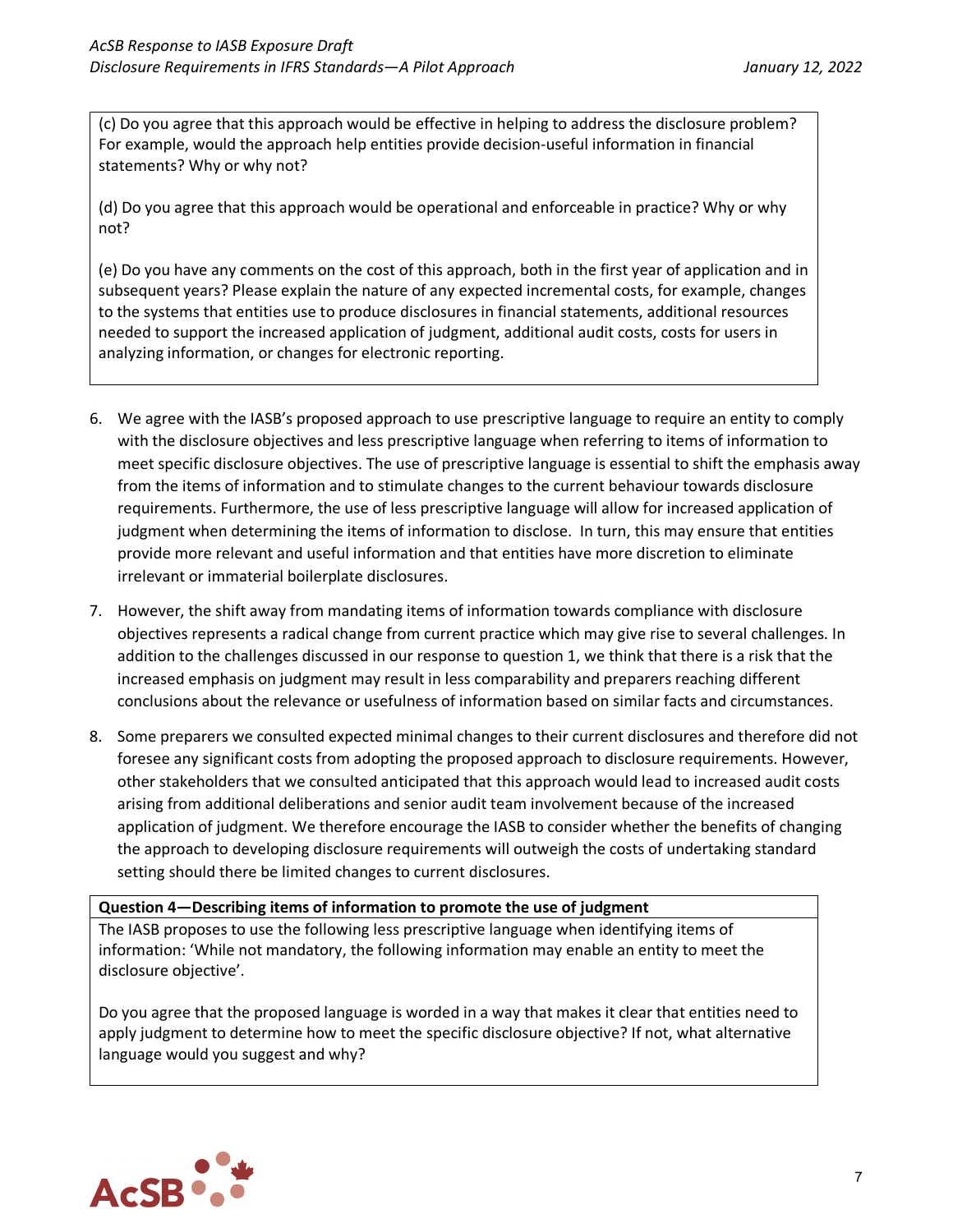(c) Do you agree that this approach would be effective in helping to address the disclosure problem? For example, would the approach help entities provide decision-useful information in financial statements? Why or why not?

(d) Do you agree that this approach would be operational and enforceable in practice? Why or why not?

(e) Do you have any comments on the cost of this approach, both in the first year of application and in subsequent years? Please explain the nature of any expected incremental costs, for example, changes to the systems that entities use to produce disclosures in financial statements, additional resources needed to support the increased application of judgment, additional audit costs, costs for users in analyzing information, or changes for electronic reporting.

6. We agree with the IASB's proposed approach to use prescriptive language to require an entity to comply with the disclosure objectives and less prescriptive language when referring to items of information to meet specific disclosure objectives. The use of prescriptive language is essential to shift the emphasis away from the items of information and to stimulate changes to the current behaviour towards disclosure requirements. Furthermore, the use of less prescriptive language will allow for increased application of judgment when determining the items of information to disclose. In turn, this may ensure that entities provide more relevant and useful information and that entities have more discretion to eliminate irrelevant or immaterial boilerplate disclosures.

7. However, the shift away from mandating items of information towards compliance with disclosure objectives represents a radical change from current practice which may give rise to several challenges. In addition to the challenges discussed in our response to question 1, we think that there is a risk that the increased emphasis on judgment may result in less comparability and preparers reaching different conclusions about the relevance or usefulness of information based on similar facts and circumstances.

8. Some preparers we consulted expected minimal changes to their current disclosures and therefore did not foresee any significant costs from adopting the proposed approach to disclosure requirements. However, other stakeholders that we consulted anticipated that this approach would lead to increased audit costs arising from additional deliberations and senior audit team involvement because of the increased application of judgment. We therefore encourage the IASB to consider whether the benefits of changing the approach to developing disclosure requirements will outweigh the costs of undertaking standard setting should there be limited changes to current disclosures.

**Question 4—Describing items of information to promote the use of judgment**

The IASB proposes to use the following less prescriptive language when identifying items of information: 'While not mandatory, the following information may enable an entity to meet the disclosure objective'.

Do you agree that the proposed language is worded in a way that makes it clear that entities need to apply judgment to determine how to meet the specific disclosure objective? If not, what alternative language would you suggest and why?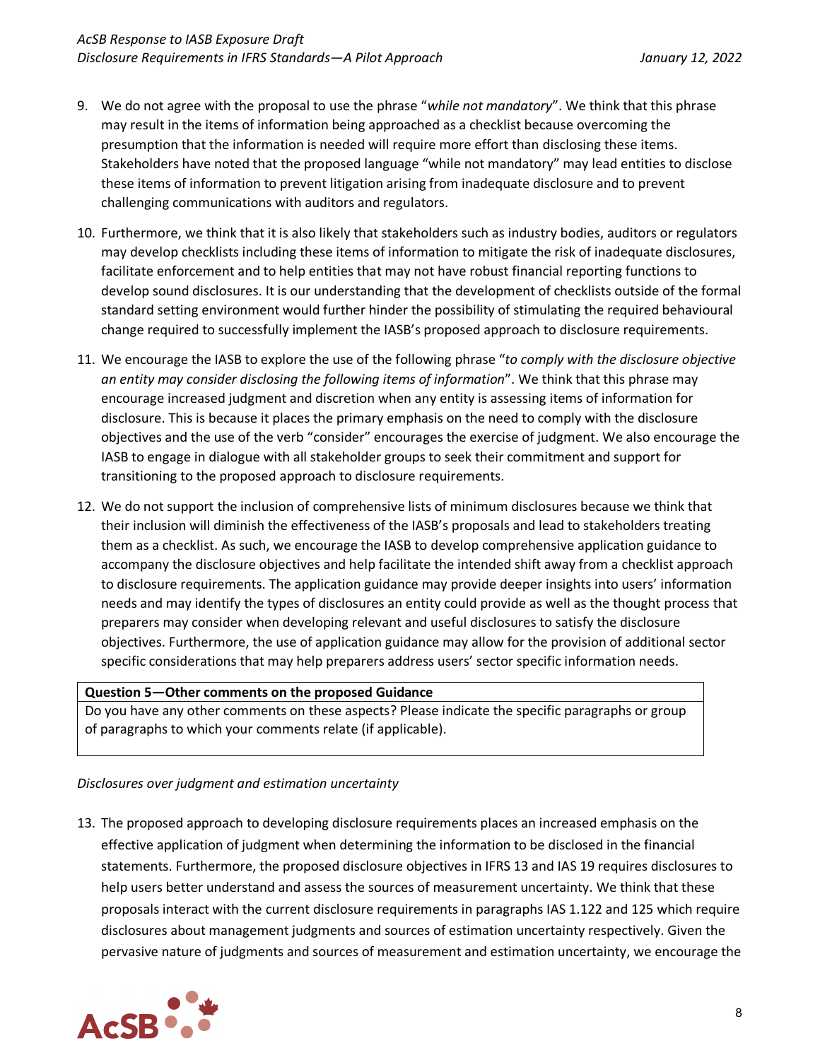9. We do not agree with the proposal to use the phrase "*while not mandatory*". We think that this phrase may result in the items of information being approached as a checklist because overcoming the presumption that the information is needed will require more effort than disclosing these items. Stakeholders have noted that the proposed language "while not mandatory" may lead entities to disclose these items of information to prevent litigation arising from inadequate disclosure and to prevent challenging communications with auditors and regulators.

10. Furthermore, we think that it is also likely that stakeholders such as industry bodies, auditors or regulators may develop checklists including these items of information to mitigate the risk of inadequate disclosures, facilitate enforcement and to help entities that may not have robust financial reporting functions to develop sound disclosures. It is our understanding that the development of checklists outside of the formal standard setting environment would further hinder the possibility of stimulating the required behavioural change required to successfully implement the IASB's proposed approach to disclosure requirements.

11. We encourage the IASB to explore the use of the following phrase "*to comply with the disclosure objective an entity may consider disclosing the following items of information*". We think that this phrase may encourage increased judgment and discretion when any entity is assessing items of information for disclosure. This is because it places the primary emphasis on the need to comply with the disclosure objectives and the use of the verb "consider" encourages the exercise of judgment. We also encourage the IASB to engage in dialogue with all stakeholder groups to seek their commitment and support for transitioning to the proposed approach to disclosure requirements.

12. We do not support the inclusion of comprehensive lists of minimum disclosures because we think that their inclusion will diminish the effectiveness of the IASB's proposals and lead to stakeholders treating them as a checklist. As such, we encourage the IASB to develop comprehensive application guidance to accompany the disclosure objectives and help facilitate the intended shift away from a checklist approach to disclosure requirements. The application guidance may provide deeper insights into users' information needs and may identify the types of disclosures an entity could provide as well as the thought process that preparers may consider when developing relevant and useful disclosures to satisfy the disclosure objectives. Furthermore, the use of application guidance may allow for the provision of additional sector specific considerations that may help preparers address users' sector specific information needs.

| **Question 5—Other comments on the proposed Guidance** |
| --- |
| Do you have any other comments on these aspects? Please indicate the specific paragraphs or group of paragraphs to which your comments relate (if applicable). |

*Disclosures over judgment and estimation uncertainty*

13. The proposed approach to developing disclosure requirements places an increased emphasis on the effective application of judgment when determining the information to be disclosed in the financial statements. Furthermore, the proposed disclosure objectives in IFRS 13 and IAS 19 requires disclosures to help users better understand and assess the sources of measurement uncertainty. We think that these proposals interact with the current disclosure requirements in paragraphs IAS 1.122 and 125 which require disclosures about management judgments and sources of estimation uncertainty respectively. Given the pervasive nature of judgments and sources of measurement and estimation uncertainty, we encourage the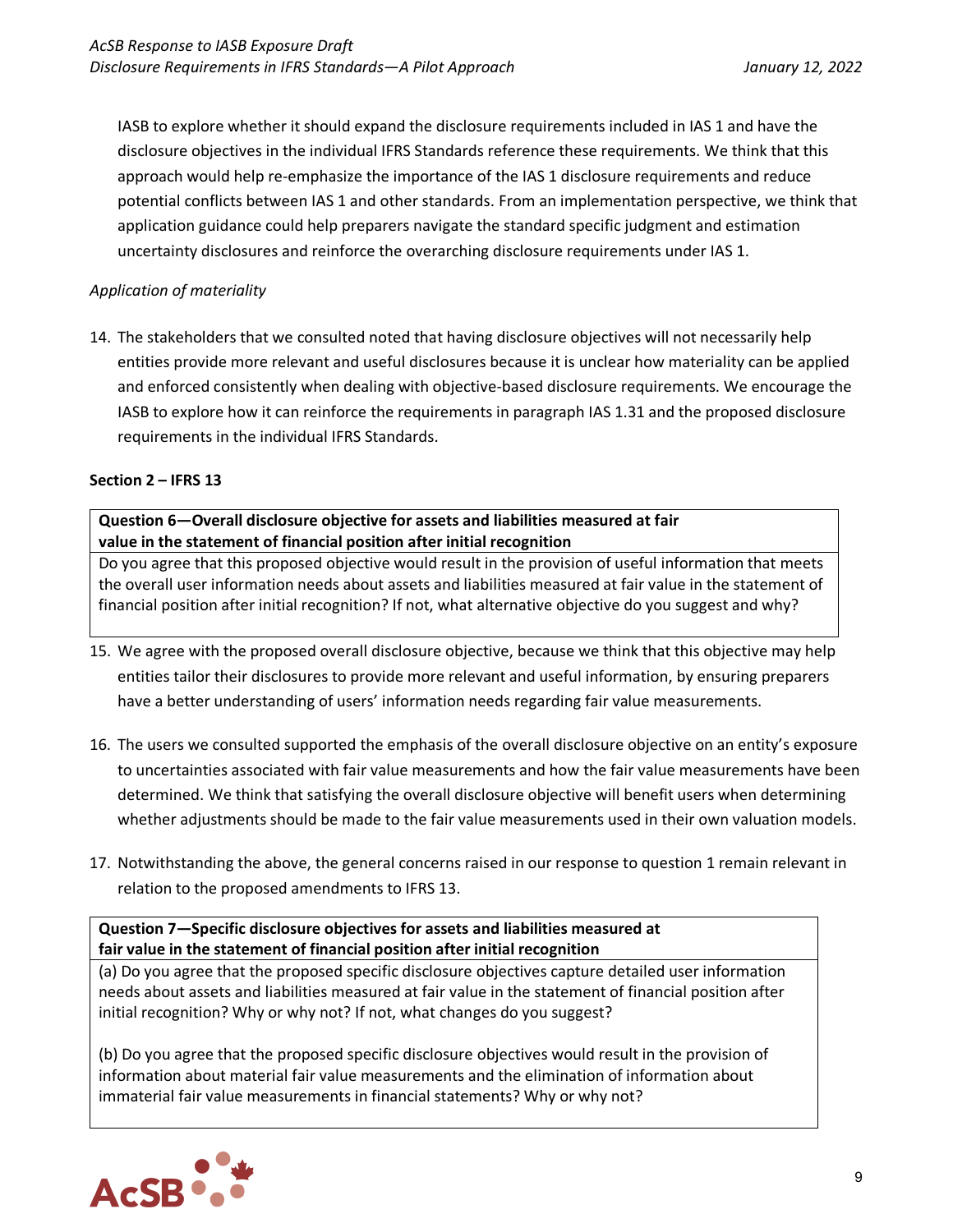IASB to explore whether it should expand the disclosure requirements included in IAS 1 and have the disclosure objectives in the individual IFRS Standards reference these requirements. We think that this approach would help re-emphasize the importance of the IAS 1 disclosure requirements and reduce potential conflicts between IAS 1 and other standards. From an implementation perspective, we think that application guidance could help preparers navigate the standard specific judgment and estimation uncertainty disclosures and reinforce the overarching disclosure requirements under IAS 1.

*Application of materiality*

14. The stakeholders that we consulted noted that having disclosure objectives will not necessarily help entities provide more relevant and useful disclosures because it is unclear how materiality can be applied and enforced consistently when dealing with objective-based disclosure requirements. We encourage the IASB to explore how it can reinforce the requirements in paragraph IAS 1.31 and the proposed disclosure requirements in the individual IFRS Standards.

**Section 2 – IFRS 13**

| **Question 6—Overall disclosure objective for assets and liabilities measured at fair value in the statement of financial position after initial recognition** |
|---|
| Do you agree that this proposed objective would result in the provision of useful information that meets the overall user information needs about assets and liabilities measured at fair value in the statement of financial position after initial recognition? If not, what alternative objective do you suggest and why? |

15. We agree with the proposed overall disclosure objective, because we think that this objective may help entities tailor their disclosures to provide more relevant and useful information, by ensuring preparers have a better understanding of users' information needs regarding fair value measurements.

16. The users we consulted supported the emphasis of the overall disclosure objective on an entity's exposure to uncertainties associated with fair value measurements and how the fair value measurements have been determined. We think that satisfying the overall disclosure objective will benefit users when determining whether adjustments should be made to the fair value measurements used in their own valuation models.

17. Notwithstanding the above, the general concerns raised in our response to question 1 remain relevant in relation to the proposed amendments to IFRS 13.

| **Question 7—Specific disclosure objectives for assets and liabilities measured at fair value in the statement of financial position after initial recognition** |
|---|
| (a) Do you agree that the proposed specific disclosure objectives capture detailed user information needs about assets and liabilities measured at fair value in the statement of financial position after initial recognition? Why or why not? If not, what changes do you suggest?<br><br>(b) Do you agree that the proposed specific disclosure objectives would result in the provision of information about material fair value measurements and the elimination of information about immaterial fair value measurements in financial statements? Why or why not? |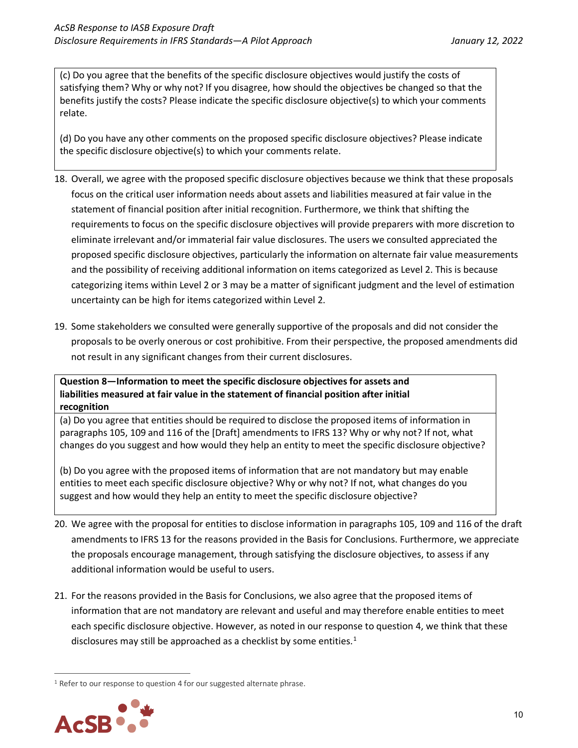(c) Do you agree that the benefits of the specific disclosure objectives would justify the costs of satisfying them? Why or why not? If you disagree, how should the objectives be changed so that the benefits justify the costs? Please indicate the specific disclosure objective(s) to which your comments relate.

(d) Do you have any other comments on the proposed specific disclosure objectives? Please indicate the specific disclosure objective(s) to which your comments relate.

18. Overall, we agree with the proposed specific disclosure objectives because we think that these proposals focus on the critical user information needs about assets and liabilities measured at fair value in the statement of financial position after initial recognition. Furthermore, we think that shifting the requirements to focus on the specific disclosure objectives will provide preparers with more discretion to eliminate irrelevant and/or immaterial fair value disclosures. The users we consulted appreciated the proposed specific disclosure objectives, particularly the information on alternate fair value measurements and the possibility of receiving additional information on items categorized as Level 2. This is because categorizing items within Level 2 or 3 may be a matter of significant judgment and the level of estimation uncertainty can be high for items categorized within Level 2.

19. Some stakeholders we consulted were generally supportive of the proposals and did not consider the proposals to be overly onerous or cost prohibitive. From their perspective, the proposed amendments did not result in any significant changes from their current disclosures.

**Question 8—Information to meet the specific disclosure objectives for assets and liabilities measured at fair value in the statement of financial position after initial recognition**

(a) Do you agree that entities should be required to disclose the proposed items of information in paragraphs 105, 109 and 116 of the [Draft] amendments to IFRS 13? Why or why not? If not, what changes do you suggest and how would they help an entity to meet the specific disclosure objective?

(b) Do you agree with the proposed items of information that are not mandatory but may enable entities to meet each specific disclosure objective? Why or why not? If not, what changes do you suggest and how would they help an entity to meet the specific disclosure objective?

20. We agree with the proposal for entities to disclose information in paragraphs 105, 109 and 116 of the draft amendments to IFRS 13 for the reasons provided in the Basis for Conclusions. Furthermore, we appreciate the proposals encourage management, through satisfying the disclosure objectives, to assess if any additional information would be useful to users.

21. For the reasons provided in the Basis for Conclusions, we also agree that the proposed items of information that are not mandatory are relevant and useful and may therefore enable entities to meet each specific disclosure objective. However, as noted in our response to question 4, we think that these disclosures may still be approached as a checklist by some entities.[1]

[1] Refer to our response to question 4 for our suggested alternate phrase.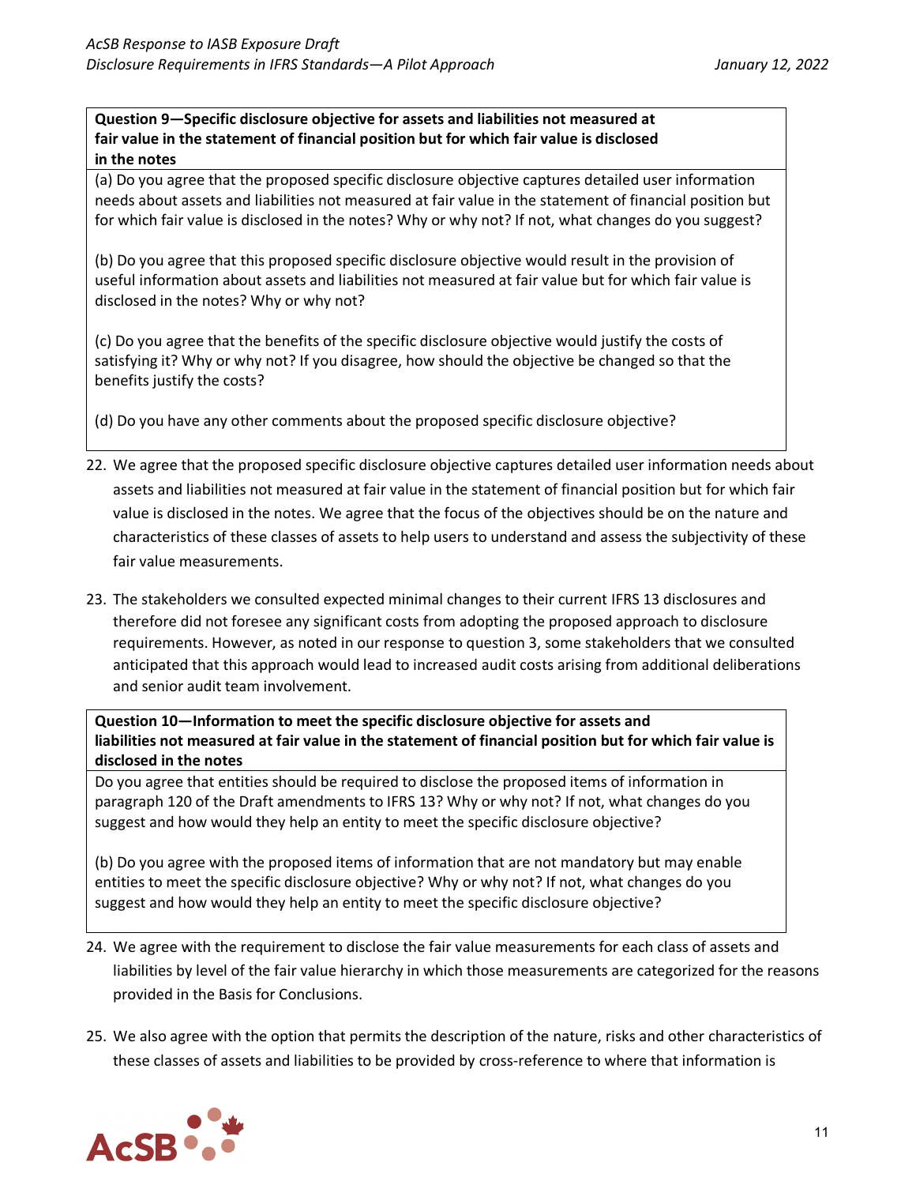**Question 9—Specific disclosure objective for assets and liabilities not measured at fair value in the statement of financial position but for which fair value is disclosed in the notes**

(a) Do you agree that the proposed specific disclosure objective captures detailed user information needs about assets and liabilities not measured at fair value in the statement of financial position but for which fair value is disclosed in the notes? Why or why not? If not, what changes do you suggest?

(b) Do you agree that this proposed specific disclosure objective would result in the provision of useful information about assets and liabilities not measured at fair value but for which fair value is disclosed in the notes? Why or why not?

(c) Do you agree that the benefits of the specific disclosure objective would justify the costs of satisfying it? Why or why not? If you disagree, how should the objective be changed so that the benefits justify the costs?

(d) Do you have any other comments about the proposed specific disclosure objective?

22. We agree that the proposed specific disclosure objective captures detailed user information needs about assets and liabilities not measured at fair value in the statement of financial position but for which fair value is disclosed in the notes. We agree that the focus of the objectives should be on the nature and characteristics of these classes of assets to help users to understand and assess the subjectivity of these fair value measurements.

23. The stakeholders we consulted expected minimal changes to their current IFRS 13 disclosures and therefore did not foresee any significant costs from adopting the proposed approach to disclosure requirements. However, as noted in our response to question 3, some stakeholders that we consulted anticipated that this approach would lead to increased audit costs arising from additional deliberations and senior audit team involvement.

**Question 10—Information to meet the specific disclosure objective for assets and liabilities not measured at fair value in the statement of financial position but for which fair value is disclosed in the notes**

Do you agree that entities should be required to disclose the proposed items of information in paragraph 120 of the Draft amendments to IFRS 13? Why or why not? If not, what changes do you suggest and how would they help an entity to meet the specific disclosure objective?

(b) Do you agree with the proposed items of information that are not mandatory but may enable entities to meet the specific disclosure objective? Why or why not? If not, what changes do you suggest and how would they help an entity to meet the specific disclosure objective?

24. We agree with the requirement to disclose the fair value measurements for each class of assets and liabilities by level of the fair value hierarchy in which those measurements are categorized for the reasons provided in the Basis for Conclusions.

25. We also agree with the option that permits the description of the nature, risks and other characteristics of these classes of assets and liabilities to be provided by cross-reference to where that information is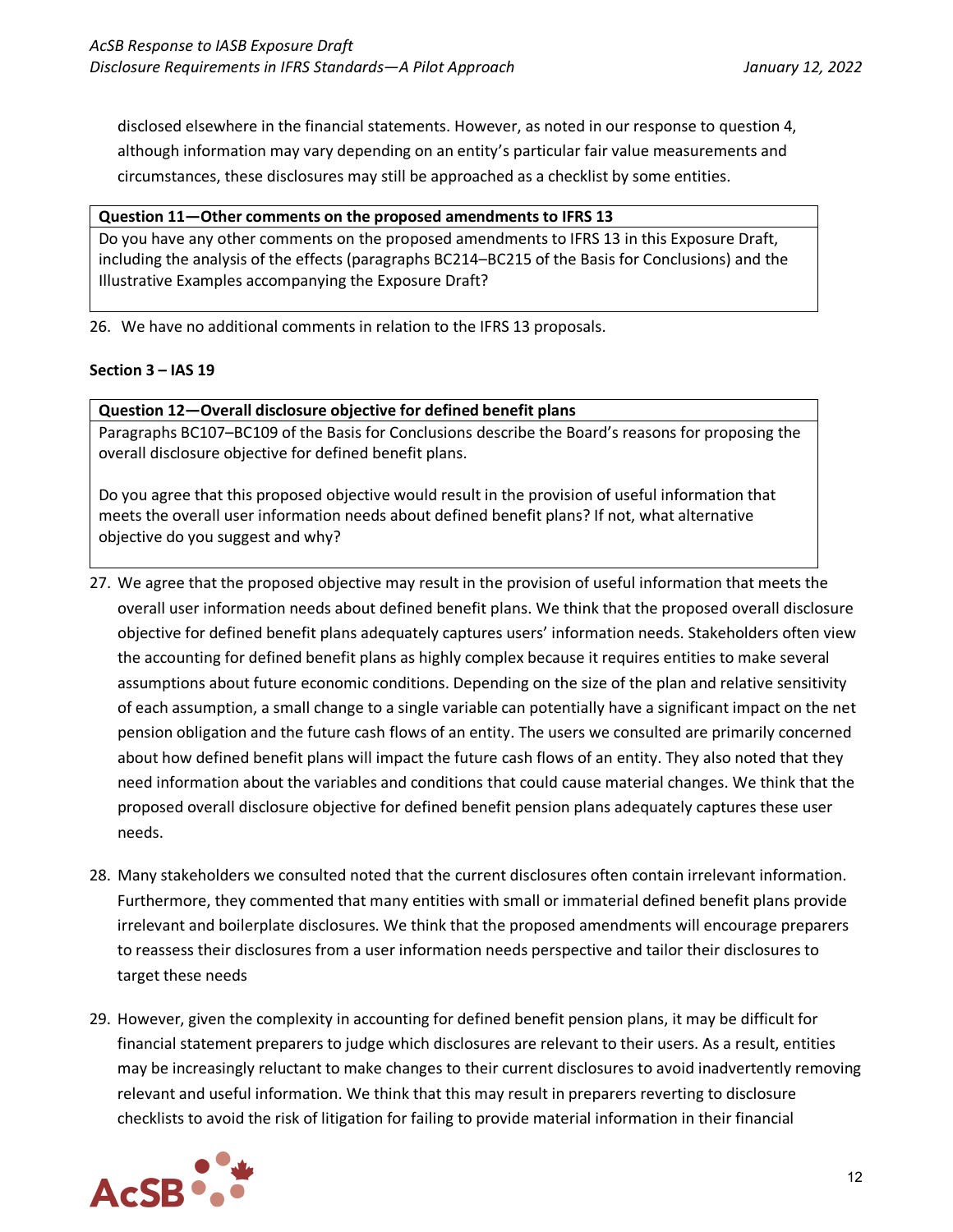disclosed elsewhere in the financial statements. However, as noted in our response to question 4, although information may vary depending on an entity's particular fair value measurements and circumstances, these disclosures may still be approached as a checklist by some entities.

| **Question 11—Other comments on the proposed amendments to IFRS 13** |
|---|
| Do you have any other comments on the proposed amendments to IFRS 13 in this Exposure Draft, including the analysis of the effects (paragraphs BC214–BC215 of the Basis for Conclusions) and the Illustrative Examples accompanying the Exposure Draft? |

26. We have no additional comments in relation to the IFRS 13 proposals.

**Section 3 – IAS 19**

| **Question 12—Overall disclosure objective for defined benefit plans** |
|---|
| Paragraphs BC107–BC109 of the Basis for Conclusions describe the Board's reasons for proposing the overall disclosure objective for defined benefit plans.<br><br>Do you agree that this proposed objective would result in the provision of useful information that meets the overall user information needs about defined benefit plans? If not, what alternative objective do you suggest and why? |

27. We agree that the proposed objective may result in the provision of useful information that meets the overall user information needs about defined benefit plans. We think that the proposed overall disclosure objective for defined benefit plans adequately captures users' information needs. Stakeholders often view the accounting for defined benefit plans as highly complex because it requires entities to make several assumptions about future economic conditions. Depending on the size of the plan and relative sensitivity of each assumption, a small change to a single variable can potentially have a significant impact on the net pension obligation and the future cash flows of an entity. The users we consulted are primarily concerned about how defined benefit plans will impact the future cash flows of an entity. They also noted that they need information about the variables and conditions that could cause material changes. We think that the proposed overall disclosure objective for defined benefit pension plans adequately captures these user needs.

28. Many stakeholders we consulted noted that the current disclosures often contain irrelevant information. Furthermore, they commented that many entities with small or immaterial defined benefit plans provide irrelevant and boilerplate disclosures. We think that the proposed amendments will encourage preparers to reassess their disclosures from a user information needs perspective and tailor their disclosures to target these needs

29. However, given the complexity in accounting for defined benefit pension plans, it may be difficult for financial statement preparers to judge which disclosures are relevant to their users. As a result, entities may be increasingly reluctant to make changes to their current disclosures to avoid inadvertently removing relevant and useful information. We think that this may result in preparers reverting to disclosure checklists to avoid the risk of litigation for failing to provide material information in their financial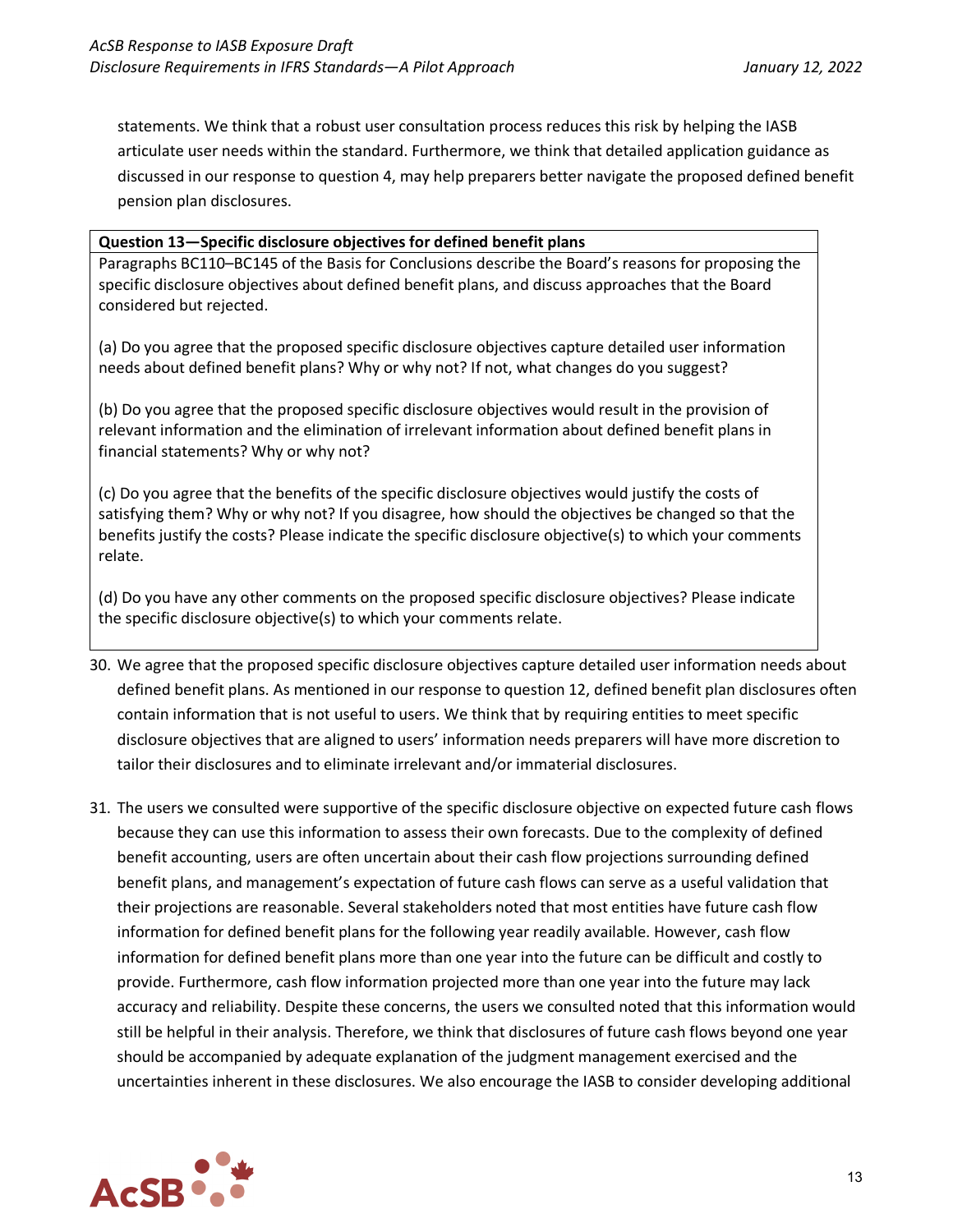statements. We think that a robust user consultation process reduces this risk by helping the IASB articulate user needs within the standard. Furthermore, we think that detailed application guidance as discussed in our response to question 4, may help preparers better navigate the proposed defined benefit pension plan disclosures.

| **Question 13—Specific disclosure objectives for defined benefit plans** |
|---|
| Paragraphs BC110–BC145 of the Basis for Conclusions describe the Board's reasons for proposing the specific disclosure objectives about defined benefit plans, and discuss approaches that the Board considered but rejected.<br><br>(a) Do you agree that the proposed specific disclosure objectives capture detailed user information needs about defined benefit plans? Why or why not? If not, what changes do you suggest?<br><br>(b) Do you agree that the proposed specific disclosure objectives would result in the provision of relevant information and the elimination of irrelevant information about defined benefit plans in financial statements? Why or why not?<br><br>(c) Do you agree that the benefits of the specific disclosure objectives would justify the costs of satisfying them? Why or why not? If you disagree, how should the objectives be changed so that the benefits justify the costs? Please indicate the specific disclosure objective(s) to which your comments relate.<br><br>(d) Do you have any other comments on the proposed specific disclosure objectives? Please indicate the specific disclosure objective(s) to which your comments relate. |

30. We agree that the proposed specific disclosure objectives capture detailed user information needs about defined benefit plans. As mentioned in our response to question 12, defined benefit plan disclosures often contain information that is not useful to users. We think that by requiring entities to meet specific disclosure objectives that are aligned to users' information needs preparers will have more discretion to tailor their disclosures and to eliminate irrelevant and/or immaterial disclosures.

31. The users we consulted were supportive of the specific disclosure objective on expected future cash flows because they can use this information to assess their own forecasts. Due to the complexity of defined benefit accounting, users are often uncertain about their cash flow projections surrounding defined benefit plans, and management's expectation of future cash flows can serve as a useful validation that their projections are reasonable. Several stakeholders noted that most entities have future cash flow information for defined benefit plans for the following year readily available. However, cash flow information for defined benefit plans more than one year into the future can be difficult and costly to provide. Furthermore, cash flow information projected more than one year into the future may lack accuracy and reliability. Despite these concerns, the users we consulted noted that this information would still be helpful in their analysis. Therefore, we think that disclosures of future cash flows beyond one year should be accompanied by adequate explanation of the judgment management exercised and the uncertainties inherent in these disclosures. We also encourage the IASB to consider developing additional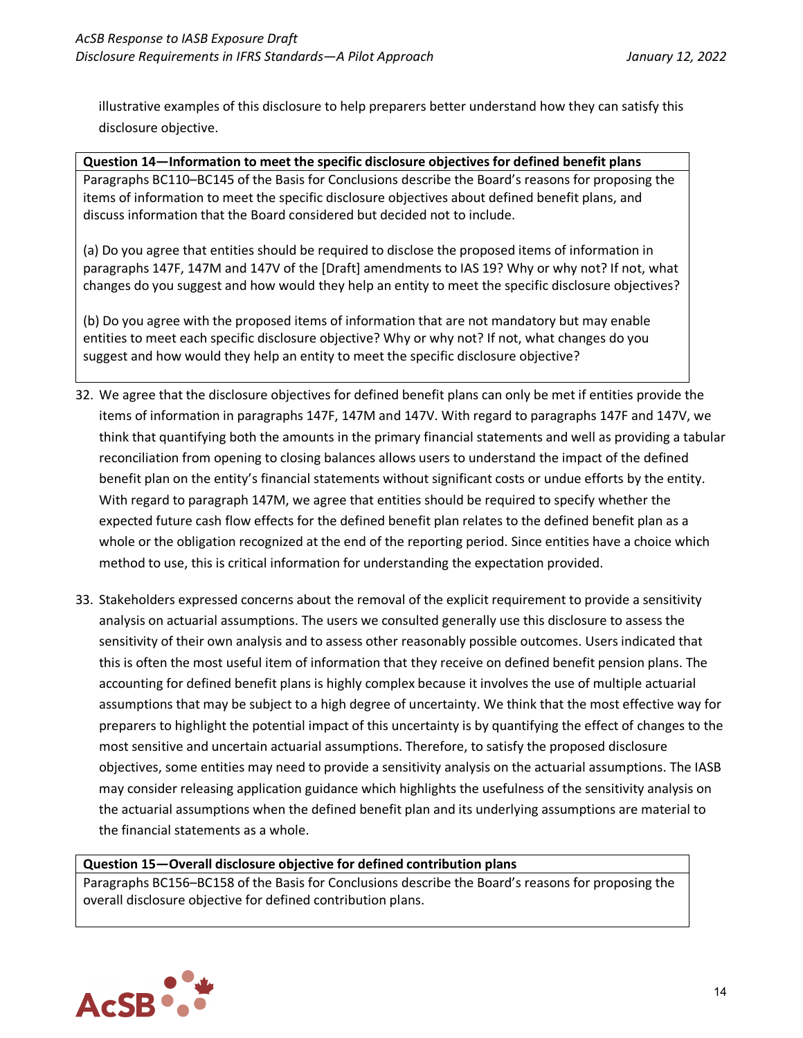illustrative examples of this disclosure to help preparers better understand how they can satisfy this disclosure objective.

| **Question 14—Information to meet the specific disclosure objectives for defined benefit plans** |
|---|
| Paragraphs BC110–BC145 of the Basis for Conclusions describe the Board's reasons for proposing the items of information to meet the specific disclosure objectives about defined benefit plans, and discuss information that the Board considered but decided not to include.<br><br>(a) Do you agree that entities should be required to disclose the proposed items of information in paragraphs 147F, 147M and 147V of the [Draft] amendments to IAS 19? Why or why not? If not, what changes do you suggest and how would they help an entity to meet the specific disclosure objectives?<br><br>(b) Do you agree with the proposed items of information that are not mandatory but may enable entities to meet each specific disclosure objective? Why or why not? If not, what changes do you suggest and how would they help an entity to meet the specific disclosure objective? |

32. We agree that the disclosure objectives for defined benefit plans can only be met if entities provide the items of information in paragraphs 147F, 147M and 147V. With regard to paragraphs 147F and 147V, we think that quantifying both the amounts in the primary financial statements and well as providing a tabular reconciliation from opening to closing balances allows users to understand the impact of the defined benefit plan on the entity's financial statements without significant costs or undue efforts by the entity. With regard to paragraph 147M, we agree that entities should be required to specify whether the expected future cash flow effects for the defined benefit plan relates to the defined benefit plan as a whole or the obligation recognized at the end of the reporting period. Since entities have a choice which method to use, this is critical information for understanding the expectation provided.

33. Stakeholders expressed concerns about the removal of the explicit requirement to provide a sensitivity analysis on actuarial assumptions. The users we consulted generally use this disclosure to assess the sensitivity of their own analysis and to assess other reasonably possible outcomes. Users indicated that this is often the most useful item of information that they receive on defined benefit pension plans. The accounting for defined benefit plans is highly complex because it involves the use of multiple actuarial assumptions that may be subject to a high degree of uncertainty. We think that the most effective way for preparers to highlight the potential impact of this uncertainty is by quantifying the effect of changes to the most sensitive and uncertain actuarial assumptions. Therefore, to satisfy the proposed disclosure objectives, some entities may need to provide a sensitivity analysis on the actuarial assumptions. The IASB may consider releasing application guidance which highlights the usefulness of the sensitivity analysis on the actuarial assumptions when the defined benefit plan and its underlying assumptions are material to the financial statements as a whole.

| **Question 15—Overall disclosure objective for defined contribution plans** |
|---|
| Paragraphs BC156–BC158 of the Basis for Conclusions describe the Board's reasons for proposing the overall disclosure objective for defined contribution plans. |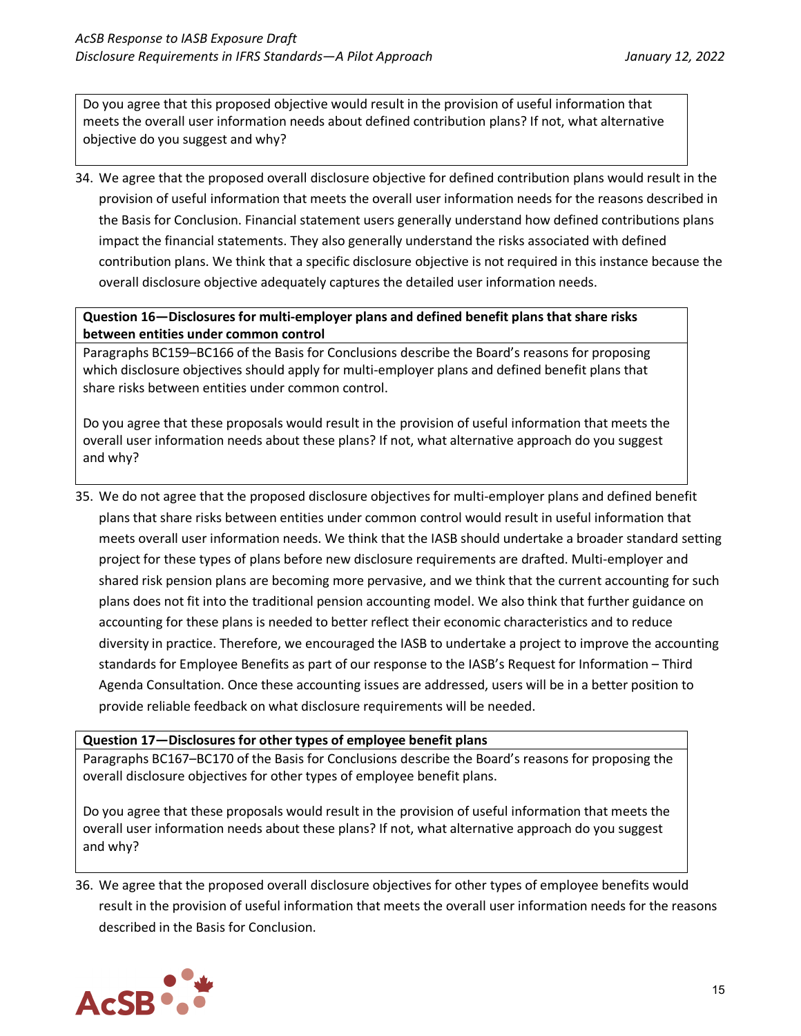Do you agree that this proposed objective would result in the provision of useful information that meets the overall user information needs about defined contribution plans? If not, what alternative objective do you suggest and why?

34. We agree that the proposed overall disclosure objective for defined contribution plans would result in the provision of useful information that meets the overall user information needs for the reasons described in the Basis for Conclusion. Financial statement users generally understand how defined contributions plans impact the financial statements. They also generally understand the risks associated with defined contribution plans. We think that a specific disclosure objective is not required in this instance because the overall disclosure objective adequately captures the detailed user information needs.

**Question 16—Disclosures for multi-employer plans and defined benefit plans that share risks between entities under common control**

Paragraphs BC159–BC166 of the Basis for Conclusions describe the Board's reasons for proposing which disclosure objectives should apply for multi-employer plans and defined benefit plans that share risks between entities under common control.

Do you agree that these proposals would result in the provision of useful information that meets the overall user information needs about these plans? If not, what alternative approach do you suggest and why?

35. We do not agree that the proposed disclosure objectives for multi-employer plans and defined benefit plans that share risks between entities under common control would result in useful information that meets overall user information needs. We think that the IASB should undertake a broader standard setting project for these types of plans before new disclosure requirements are drafted. Multi-employer and shared risk pension plans are becoming more pervasive, and we think that the current accounting for such plans does not fit into the traditional pension accounting model. We also think that further guidance on accounting for these plans is needed to better reflect their economic characteristics and to reduce diversity in practice. Therefore, we encouraged the IASB to undertake a project to improve the accounting standards for Employee Benefits as part of our response to the IASB's Request for Information – Third Agenda Consultation. Once these accounting issues are addressed, users will be in a better position to provide reliable feedback on what disclosure requirements will be needed.

**Question 17—Disclosures for other types of employee benefit plans**

Paragraphs BC167–BC170 of the Basis for Conclusions describe the Board's reasons for proposing the overall disclosure objectives for other types of employee benefit plans.

Do you agree that these proposals would result in the provision of useful information that meets the overall user information needs about these plans? If not, what alternative approach do you suggest and why?

36. We agree that the proposed overall disclosure objectives for other types of employee benefits would result in the provision of useful information that meets the overall user information needs for the reasons described in the Basis for Conclusion.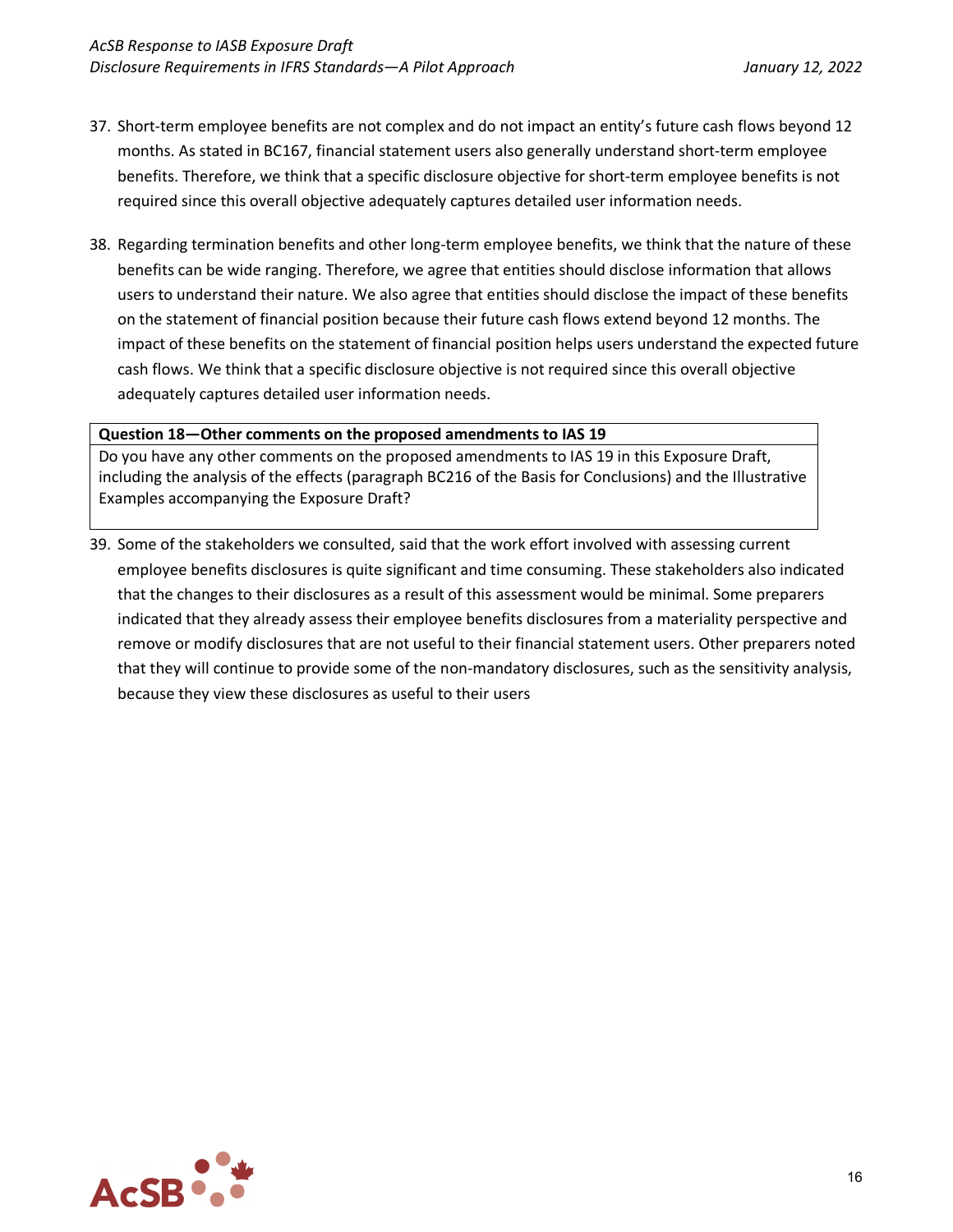37. Short-term employee benefits are not complex and do not impact an entity's future cash flows beyond 12 months. As stated in BC167, financial statement users also generally understand short-term employee benefits. Therefore, we think that a specific disclosure objective for short-term employee benefits is not required since this overall objective adequately captures detailed user information needs.

38. Regarding termination benefits and other long-term employee benefits, we think that the nature of these benefits can be wide ranging. Therefore, we agree that entities should disclose information that allows users to understand their nature. We also agree that entities should disclose the impact of these benefits on the statement of financial position because their future cash flows extend beyond 12 months. The impact of these benefits on the statement of financial position helps users understand the expected future cash flows. We think that a specific disclosure objective is not required since this overall objective adequately captures detailed user information needs.

| **Question 18—Other comments on the proposed amendments to IAS 19** |
| --- |
| Do you have any other comments on the proposed amendments to IAS 19 in this Exposure Draft, including the analysis of the effects (paragraph BC216 of the Basis for Conclusions) and the Illustrative Examples accompanying the Exposure Draft? |

39. Some of the stakeholders we consulted, said that the work effort involved with assessing current employee benefits disclosures is quite significant and time consuming. These stakeholders also indicated that the changes to their disclosures as a result of this assessment would be minimal. Some preparers indicated that they already assess their employee benefits disclosures from a materiality perspective and remove or modify disclosures that are not useful to their financial statement users. Other preparers noted that they will continue to provide some of the non-mandatory disclosures, such as the sensitivity analysis, because they view these disclosures as useful to their users